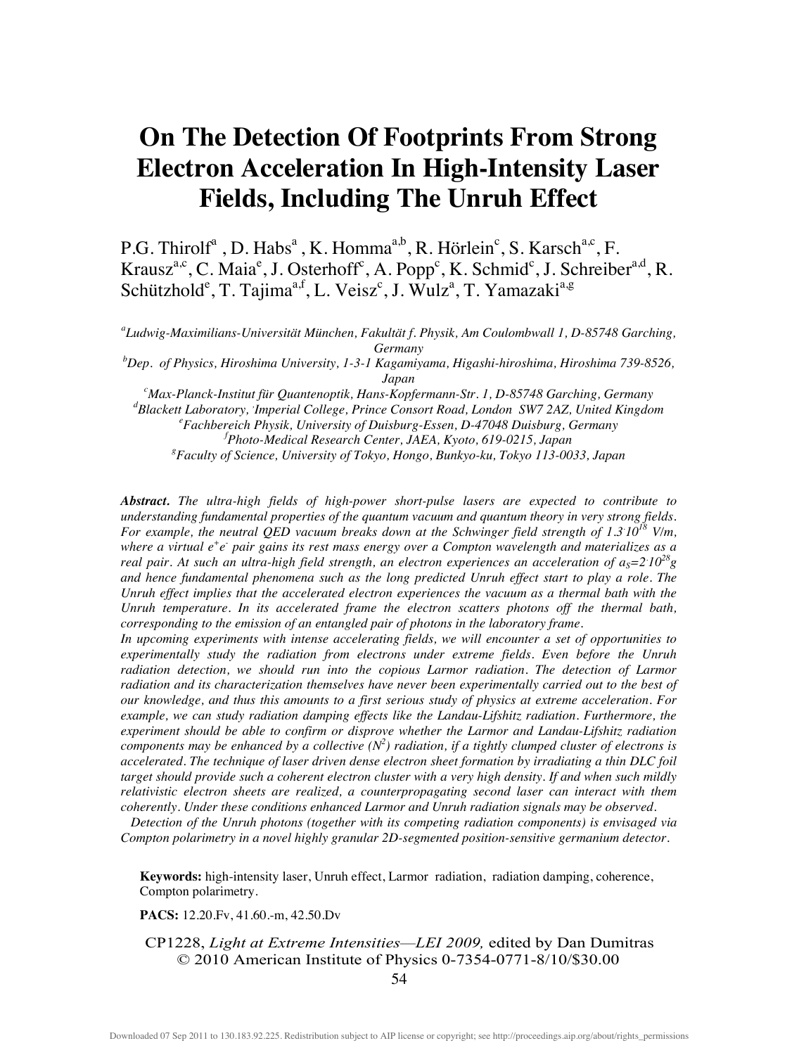# On The Detection Of Footprints From Strong Electron Acceleration In High-Intensity Laser Fields, Including The Unruh Effect

P.G. Thirolf[a], D. Habs[a], K. Homma[a,b], R. Hörlein[c], S. Karsch[a,c], F. Krausz[a,c], C. Maia[e], J. Osterhoff[c], A. Popp[c], K. Schmid[c], J. Schreiber[a,d], R. Schützhold[e], T. Tajima[a,f], L. Veisz[c], J. Wulz[a], T. Yamazaki[a,g]

*[a]Ludwig-Maximilians-Universität München, Fakultät f. Physik, Am Coulombwall 1, D-85748 Garching, Germany*
*[b]Dep. of Physics, Hiroshima University, 1-3-1 Kagamiyama, Higashi-hiroshima, Hiroshima 739-8526, Japan*
*[c]Max-Planck-Institut für Quantenoptik, Hans-Kopfermann-Str. 1, D-85748 Garching, Germany*
*[d]Blackett Laboratory, Imperial College, Prince Consort Road, London SW7 2AZ, United Kingdom*
*[e]Fachbereich Physik, University of Duisburg-Essen, D-47048 Duisburg, Germany*
*[f]Photo-Medical Research Center, JAEA, Kyoto, 619-0215, Japan*
*[g]Faculty of Science, University of Tokyo, Hongo, Bunkyo-ku, Tokyo 113-0033, Japan*

***Abstract.*** *The ultra-high fields of high-power short-pulse lasers are expected to contribute to understanding fundamental properties of the quantum vacuum and quantum theory in very strong fields. For example, the neutral QED vacuum breaks down at the Schwinger field strength of $1.3 \cdot 10^{18}$ V/m, where a virtual $e^+e^-$ pair gains its rest mass energy over a Compton wavelength and materializes as a real pair. At such an ultra-high field strength, an electron experiences an acceleration of $a_S = 2 \cdot 10^{28} g$ and hence fundamental phenomena such as the long predicted Unruh effect start to play a role. The Unruh effect implies that the accelerated electron experiences the vacuum as a thermal bath with the Unruh temperature. In its accelerated frame the electron scatters photons off the thermal bath, corresponding to the emission of an entangled pair of photons in the laboratory frame.*

*In upcoming experiments with intense accelerating fields, we will encounter a set of opportunities to experimentally study the radiation from electrons under extreme fields. Even before the Unruh radiation detection, we should run into the copious Larmor radiation. The detection of Larmor radiation and its characterization themselves have never been experimentally carried out to the best of our knowledge, and thus this amounts to a first serious study of physics at extreme acceleration. For example, we can study radiation damping effects like the Landau-Lifshitz radiation. Furthermore, the experiment should be able to confirm or disprove whether the Larmor and Landau-Lifshitz radiation components may be enhanced by a collective ($N^2$) radiation, if a tightly clumped cluster of electrons is accelerated. The technique of laser driven dense electron sheet formation by irradiating a thin DLC foil target should provide such a coherent electron cluster with a very high density. If and when such mildly relativistic electron sheets are realized, a counterpropagating second laser can interact with them coherently. Under these conditions enhanced Larmor and Unruh radiation signals may be observed.*

*Detection of the Unruh photons (together with its competing radiation components) is envisaged via Compton polarimetry in a novel highly granular 2D-segmented position-sensitive germanium detector.*

**Keywords:** high-intensity laser, Unruh effect, Larmor radiation, radiation damping, coherence, Compton polarimetry.

**PACS:** 12.20.Fv, 41.60.-m, 42.50.Dv

CP1228, *Light at Extreme Intensities—LEI 2009,* edited by Dan Dumitras
© 2010 American Institute of Physics 0-7354-0771-8/10/$30.00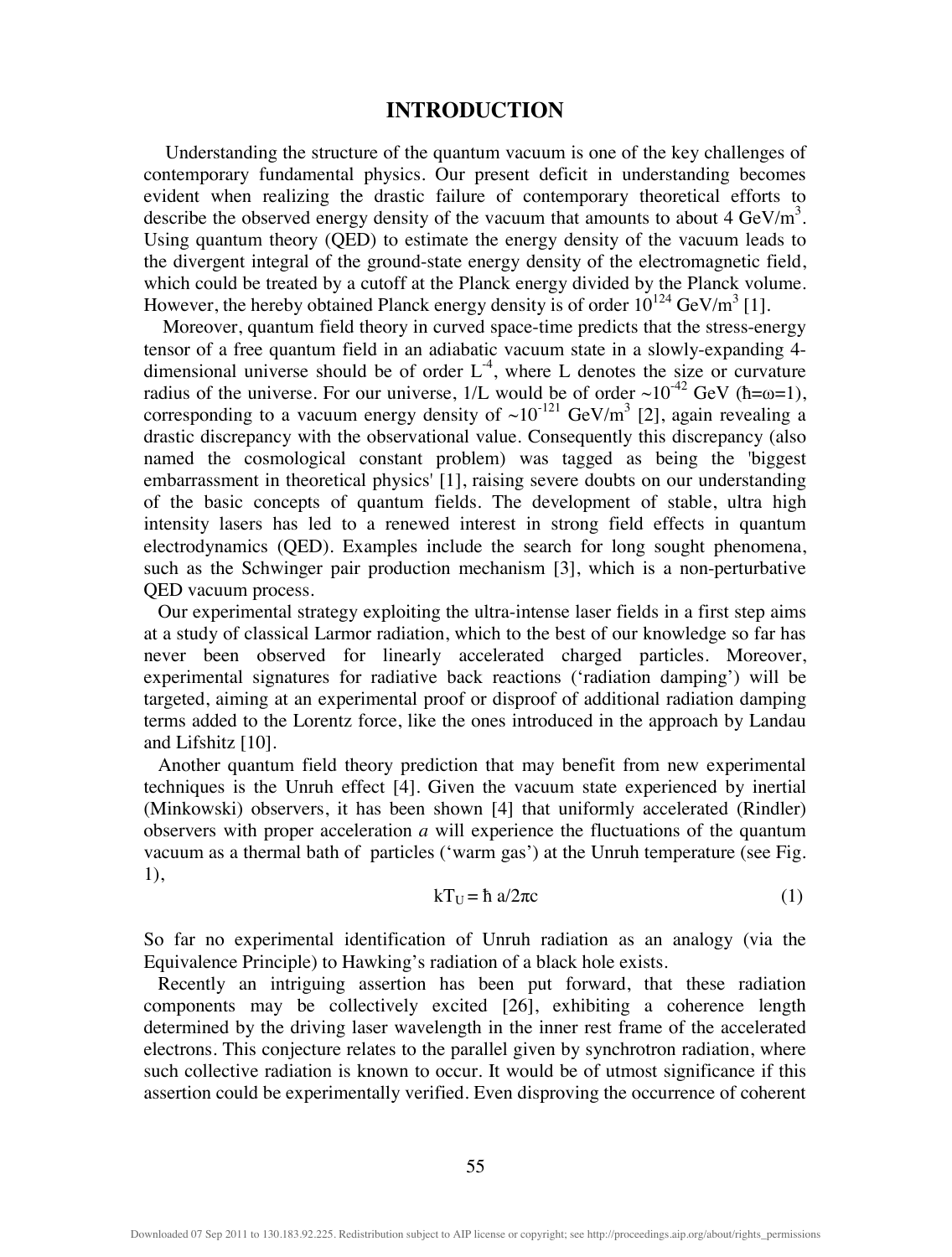## INTRODUCTION

Understanding the structure of the quantum vacuum is one of the key challenges of contemporary fundamental physics. Our present deficit in understanding becomes evident when realizing the drastic failure of contemporary theoretical efforts to describe the observed energy density of the vacuum that amounts to about 4 $GeV/m^3$. Using quantum theory (QED) to estimate the energy density of the vacuum leads to the divergent integral of the ground-state energy density of the electromagnetic field, which could be treated by a cutoff at the Planck energy divided by the Planck volume. However, the hereby obtained Planck energy density is of order $10^{124}$ $GeV/m^3$ [1].

Moreover, quantum field theory in curved space-time predicts that the stress-energy tensor of a free quantum field in an adiabatic vacuum state in a slowly-expanding 4-dimensional universe should be of order $L^{-4}$, where L denotes the size or curvature radius of the universe. For our universe, 1/L would be of order ~$10^{-42}$ GeV ($\hbar$=$\omega$=1), corresponding to a vacuum energy density of ~$10^{-121}$ $GeV/m^3$ [2], again revealing a drastic discrepancy with the observational value. Consequently this discrepancy (also named the cosmological constant problem) was tagged as being the 'biggest embarrassment in theoretical physics' [1], raising severe doubts on our understanding of the basic concepts of quantum fields. The development of stable, ultra high intensity lasers has led to a renewed interest in strong field effects in quantum electrodynamics (QED). Examples include the search for long sought phenomena, such as the Schwinger pair production mechanism [3], which is a non-perturbative QED vacuum process.

Our experimental strategy exploiting the ultra-intense laser fields in a first step aims at a study of classical Larmor radiation, which to the best of our knowledge so far has never been observed for linearly accelerated charged particles. Moreover, experimental signatures for radiative back reactions ('radiation damping') will be targeted, aiming at an experimental proof or disproof of additional radiation damping terms added to the Lorentz force, like the ones introduced in the approach by Landau and Lifshitz [10].

Another quantum field theory prediction that may benefit from new experimental techniques is the Unruh effect [4]. Given the vacuum state experienced by inertial (Minkowski) observers, it has been shown [4] that uniformly accelerated (Rindler) observers with proper acceleration *a* will experience the fluctuations of the quantum vacuum as a thermal bath of particles ('warm gas') at the Unruh temperature (see Fig. 1),

$$kT_U = \hbar\, a/2\pi c \tag{1}$$

So far no experimental identification of Unruh radiation as an analogy (via the Equivalence Principle) to Hawking's radiation of a black hole exists.

Recently an intriguing assertion has been put forward, that these radiation components may be collectively excited [26], exhibiting a coherence length determined by the driving laser wavelength in the inner rest frame of the accelerated electrons. This conjecture relates to the parallel given by synchrotron radiation, where such collective radiation is known to occur. It would be of utmost significance if this assertion could be experimentally verified. Even disproving the occurrence of coherent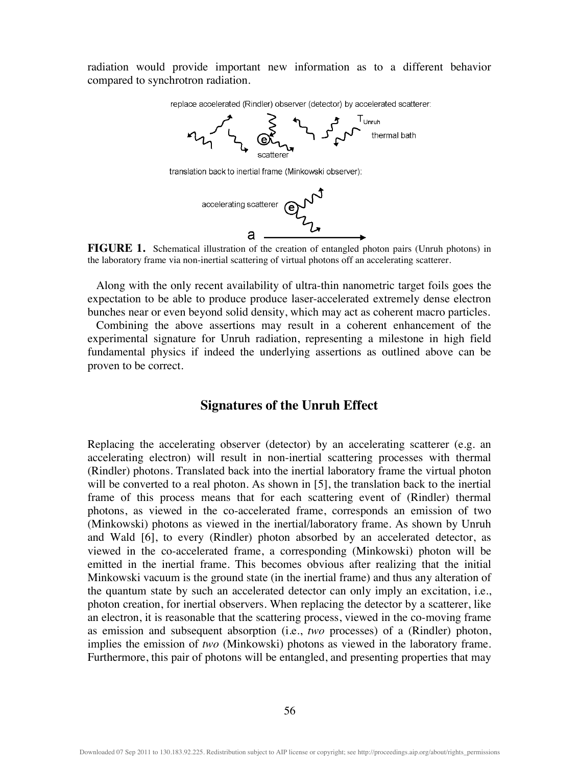radiation would provide important new information as to a different behavior compared to synchrotron radiation.

**FIGURE 1.** Schematical illustration of the creation of entangled photon pairs (Unruh photons) in the laboratory frame via non-inertial scattering of virtual photons off an accelerating scatterer.

Along with the only recent availability of ultra-thin nanometric target foils goes the expectation to be able to produce produce laser-accelerated extremely dense electron bunches near or even beyond solid density, which may act as coherent macro particles.

Combining the above assertions may result in a coherent enhancement of the experimental signature for Unruh radiation, representing a milestone in high field fundamental physics if indeed the underlying assertions as outlined above can be proven to be correct.

## Signatures of the Unruh Effect

Replacing the accelerating observer (detector) by an accelerating scatterer (e.g. an accelerating electron) will result in non-inertial scattering processes with thermal (Rindler) photons. Translated back into the inertial laboratory frame the virtual photon will be converted to a real photon. As shown in [5], the translation back to the inertial frame of this process means that for each scattering event of (Rindler) thermal photons, as viewed in the co-accelerated frame, corresponds an emission of two (Minkowski) photons as viewed in the inertial/laboratory frame. As shown by Unruh and Wald [6], to every (Rindler) photon absorbed by an accelerated detector, as viewed in the co-accelerated frame, a corresponding (Minkowski) photon will be emitted in the inertial frame. This becomes obvious after realizing that the initial Minkowski vacuum is the ground state (in the inertial frame) and thus any alteration of the quantum state by such an accelerated detector can only imply an excitation, i.e., photon creation, for inertial observers. When replacing the detector by a scatterer, like an electron, it is reasonable that the scattering process, viewed in the co-moving frame as emission and subsequent absorption (i.e., *two* processes) of a (Rindler) photon, implies the emission of *two* (Minkowski) photons as viewed in the laboratory frame. Furthermore, this pair of photons will be entangled, and presenting properties that may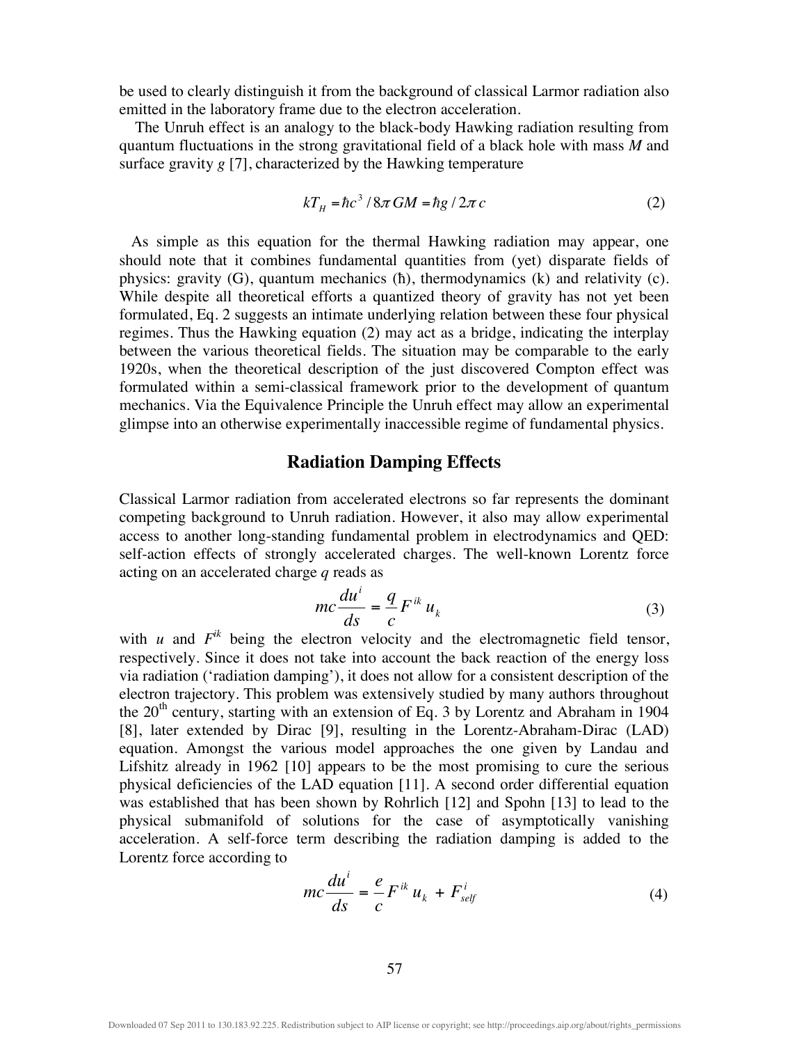be used to clearly distinguish it from the background of classical Larmor radiation also emitted in the laboratory frame due to the electron acceleration.

The Unruh effect is an analogy to the black-body Hawking radiation resulting from quantum fluctuations in the strong gravitational field of a black hole with mass $M$ and surface gravity $g$ [7], characterized by the Hawking temperature

$$kT_H = \hbar c^3 / 8\pi GM = \hbar g / 2\pi c \tag{2}$$

As simple as this equation for the thermal Hawking radiation may appear, one should note that it combines fundamental quantities from (yet) disparate fields of physics: gravity (G), quantum mechanics (ħ), thermodynamics (k) and relativity (c). While despite all theoretical efforts a quantized theory of gravity has not yet been formulated, Eq. 2 suggests an intimate underlying relation between these four physical regimes. Thus the Hawking equation (2) may act as a bridge, indicating the interplay between the various theoretical fields. The situation may be comparable to the early 1920s, when the theoretical description of the just discovered Compton effect was formulated within a semi-classical framework prior to the development of quantum mechanics. Via the Equivalence Principle the Unruh effect may allow an experimental glimpse into an otherwise experimentally inaccessible regime of fundamental physics.

## Radiation Damping Effects

Classical Larmor radiation from accelerated electrons so far represents the dominant competing background to Unruh radiation. However, it also may allow experimental access to another long-standing fundamental problem in electrodynamics and QED: self-action effects of strongly accelerated charges. The well-known Lorentz force acting on an accelerated charge $q$ reads as

$$mc\frac{du^i}{ds} = \frac{q}{c}F^{ik}u_k \tag{3}$$

with $u$ and $F^{ik}$ being the electron velocity and the electromagnetic field tensor, respectively. Since it does not take into account the back reaction of the energy loss via radiation ('radiation damping'), it does not allow for a consistent description of the electron trajectory. This problem was extensively studied by many authors throughout the 20th century, starting with an extension of Eq. 3 by Lorentz and Abraham in 1904 [8], later extended by Dirac [9], resulting in the Lorentz-Abraham-Dirac (LAD) equation. Amongst the various model approaches the one given by Landau and Lifshitz already in 1962 [10] appears to be the most promising to cure the serious physical deficiencies of the LAD equation [11]. A second order differential equation was established that has been shown by Rohrlich [12] and Spohn [13] to lead to the physical submanifold of solutions for the case of asymptotically vanishing acceleration. A self-force term describing the radiation damping is added to the Lorentz force according to

$$mc\frac{du^i}{ds} = \frac{e}{c}F^{ik}u_k + F^i_{self} \tag{4}$$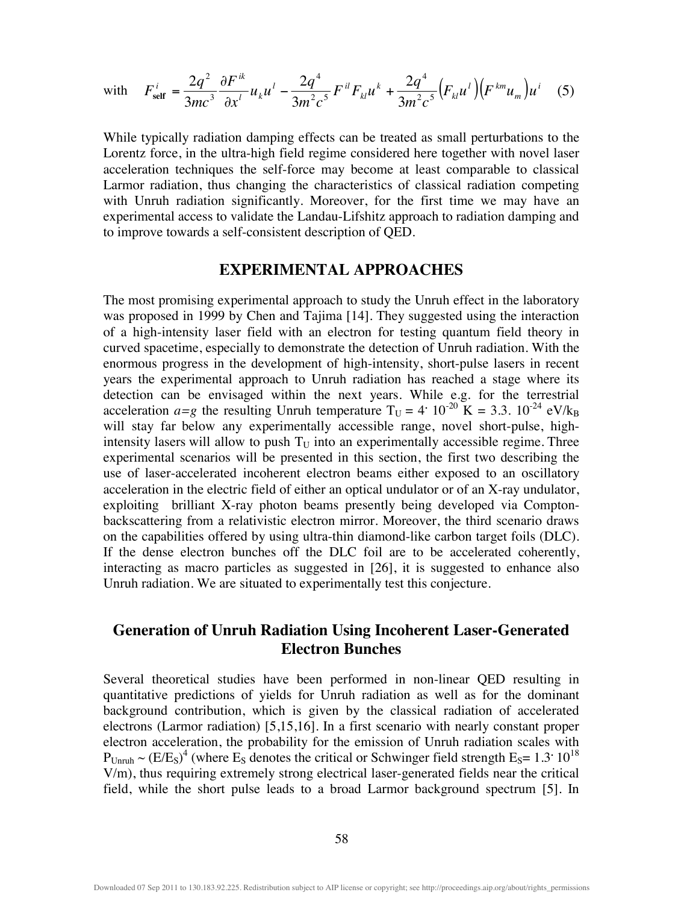with $$F_{\mathbf{self}}^{i} = \frac{2q^2}{3mc^3}\frac{\partial F^{ik}}{\partial x^l}u_k u^l - \frac{2q^4}{3m^2c^5}F^{il}F_{kl}u^k + \frac{2q^4}{3m^2c^5}\left(F_{kl}u^l\right)\left(F^{km}u_m\right)u^i \quad (5)$$

While typically radiation damping effects can be treated as small perturbations to the Lorentz force, in the ultra-high field regime considered here together with novel laser acceleration techniques the self-force may become at least comparable to classical Larmor radiation, thus changing the characteristics of classical radiation competing with Unruh radiation significantly. Moreover, for the first time we may have an experimental access to validate the Landau-Lifshitz approach to radiation damping and to improve towards a self-consistent description of QED.

## EXPERIMENTAL APPROACHES

The most promising experimental approach to study the Unruh effect in the laboratory was proposed in 1999 by Chen and Tajima [14]. They suggested using the interaction of a high-intensity laser field with an electron for testing quantum field theory in curved spacetime, especially to demonstrate the detection of Unruh radiation. With the enormous progress in the development of high-intensity, short-pulse lasers in recent years the experimental approach to Unruh radiation has reached a stage where its detection can be envisaged within the next years. While e.g. for the terrestrial acceleration *a=g* the resulting Unruh temperature $T_U = 4\cdot 10^{-20}$ K = $3.3\cdot 10^{-24}$ eV/$k_B$ will stay far below any experimentally accessible range, novel short-pulse, high-intensity lasers will allow to push $T_U$ into an experimentally accessible regime. Three experimental scenarios will be presented in this section, the first two describing the use of laser-accelerated incoherent electron beams either exposed to an oscillatory acceleration in the electric field of either an optical undulator or of an X-ray undulator, exploiting brilliant X-ray photon beams presently being developed via Compton-backscattering from a relativistic electron mirror. Moreover, the third scenario draws on the capabilities offered by using ultra-thin diamond-like carbon target foils (DLC). If the dense electron bunches off the DLC foil are to be accelerated coherently, interacting as macro particles as suggested in [26], it is suggested to enhance also Unruh radiation. We are situated to experimentally test this conjecture.

### Generation of Unruh Radiation Using Incoherent Laser-Generated Electron Bunches

Several theoretical studies have been performed in non-linear QED resulting in quantitative predictions of yields for Unruh radiation as well as for the dominant background contribution, which is given by the classical radiation of accelerated electrons (Larmor radiation) [5,15,16]. In a first scenario with nearly constant proper electron acceleration, the probability for the emission of Unruh radiation scales with $P_{Unruh} \sim (E/E_S)^4$ (where $E_S$ denotes the critical or Schwinger field strength $E_S = 1.3\cdot 10^{18}$ V/m), thus requiring extremely strong electrical laser-generated fields near the critical field, while the short pulse leads to a broad Larmor background spectrum [5]. In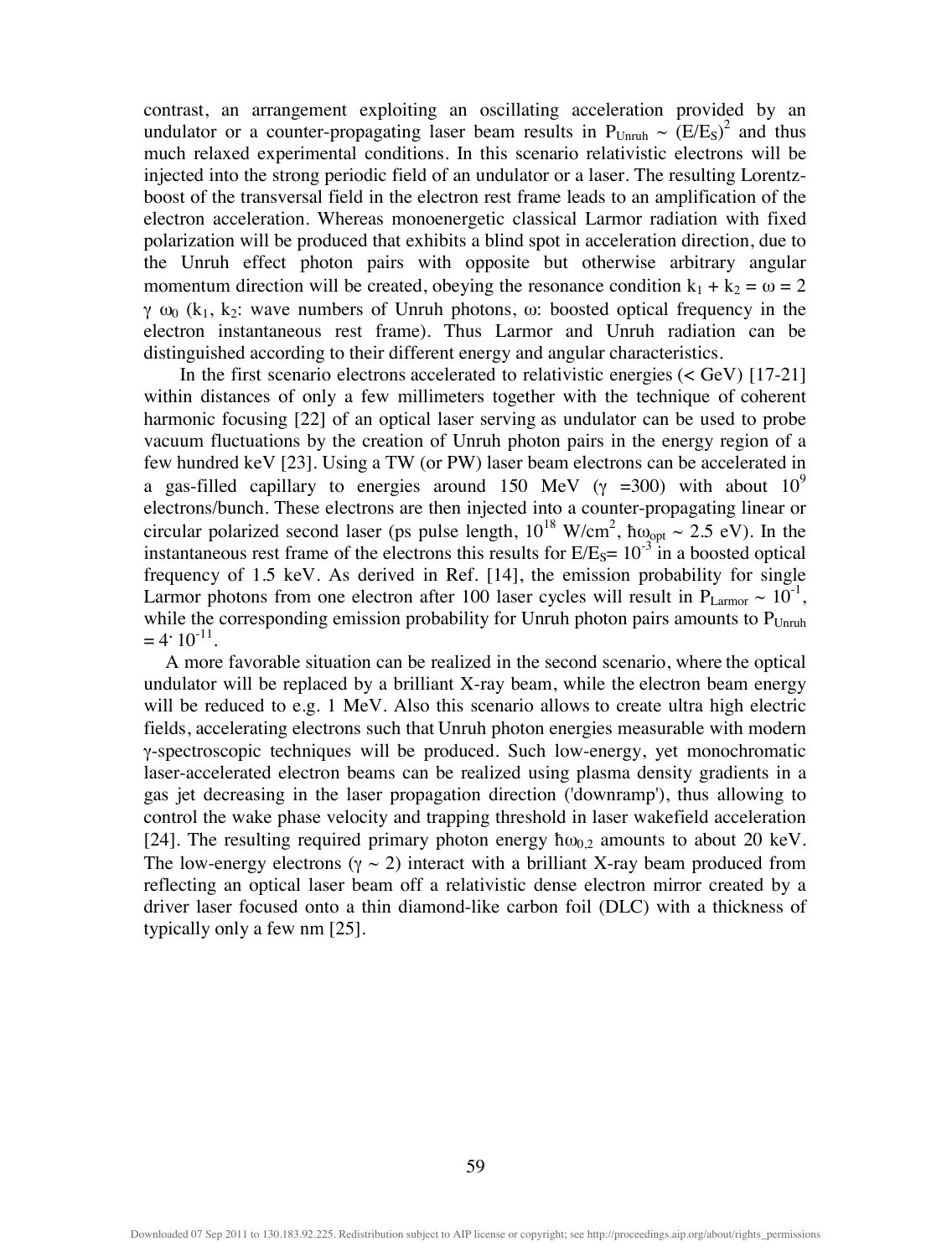contrast, an arrangement exploiting an oscillating acceleration provided by an undulator or a counter-propagating laser beam results in $P_{Unruh} \sim (E/E_S)^2$ and thus much relaxed experimental conditions. In this scenario relativistic electrons will be injected into the strong periodic field of an undulator or a laser. The resulting Lorentz-boost of the transversal field in the electron rest frame leads to an amplification of the electron acceleration. Whereas monoenergetic classical Larmor radiation with fixed polarization will be produced that exhibits a blind spot in acceleration direction, due to the Unruh effect photon pairs with opposite but otherwise arbitrary angular momentum direction will be created, obeying the resonance condition $k_1 + k_2 = \omega = 2 \gamma \omega_0$ ($k_1$, $k_2$: wave numbers of Unruh photons, $\omega$: boosted optical frequency in the electron instantaneous rest frame). Thus Larmor and Unruh radiation can be distinguished according to their different energy and angular characteristics.

In the first scenario electrons accelerated to relativistic energies (< GeV) [17-21] within distances of only a few millimeters together with the technique of coherent harmonic focusing [22] of an optical laser serving as undulator can be used to probe vacuum fluctuations by the creation of Unruh photon pairs in the energy region of a few hundred keV [23]. Using a TW (or PW) laser beam electrons can be accelerated in a gas-filled capillary to energies around 150 MeV ($\gamma$ =300) with about $10^9$ electrons/bunch. These electrons are then injected into a counter-propagating linear or circular polarized second laser (ps pulse length, $10^{18}$ W/cm$^2$, $\hbar\omega_{opt} \sim 2.5$ eV). In the instantaneous rest frame of the electrons this results for $E/E_S = 10^{-3}$ in a boosted optical frequency of 1.5 keV. As derived in Ref. [14], the emission probability for single Larmor photons from one electron after 100 laser cycles will result in $P_{Larmor} \sim 10^{-1}$, while the corresponding emission probability for Unruh photon pairs amounts to $P_{Unruh} = 4 \cdot 10^{-11}$.

A more favorable situation can be realized in the second scenario, where the optical undulator will be replaced by a brilliant X-ray beam, while the electron beam energy will be reduced to e.g. 1 MeV. Also this scenario allows to create ultra high electric fields, accelerating electrons such that Unruh photon energies measurable with modern γ-spectroscopic techniques will be produced. Such low-energy, yet monochromatic laser-accelerated electron beams can be realized using plasma density gradients in a gas jet decreasing in the laser propagation direction ('downramp'), thus allowing to control the wake phase velocity and trapping threshold in laser wakefield acceleration [24]. The resulting required primary photon energy $\hbar\omega_{0,2}$ amounts to about 20 keV. The low-energy electrons ($\gamma \sim 2$) interact with a brilliant X-ray beam produced from reflecting an optical laser beam off a relativistic dense electron mirror created by a driver laser focused onto a thin diamond-like carbon foil (DLC) with a thickness of typically only a few nm [25].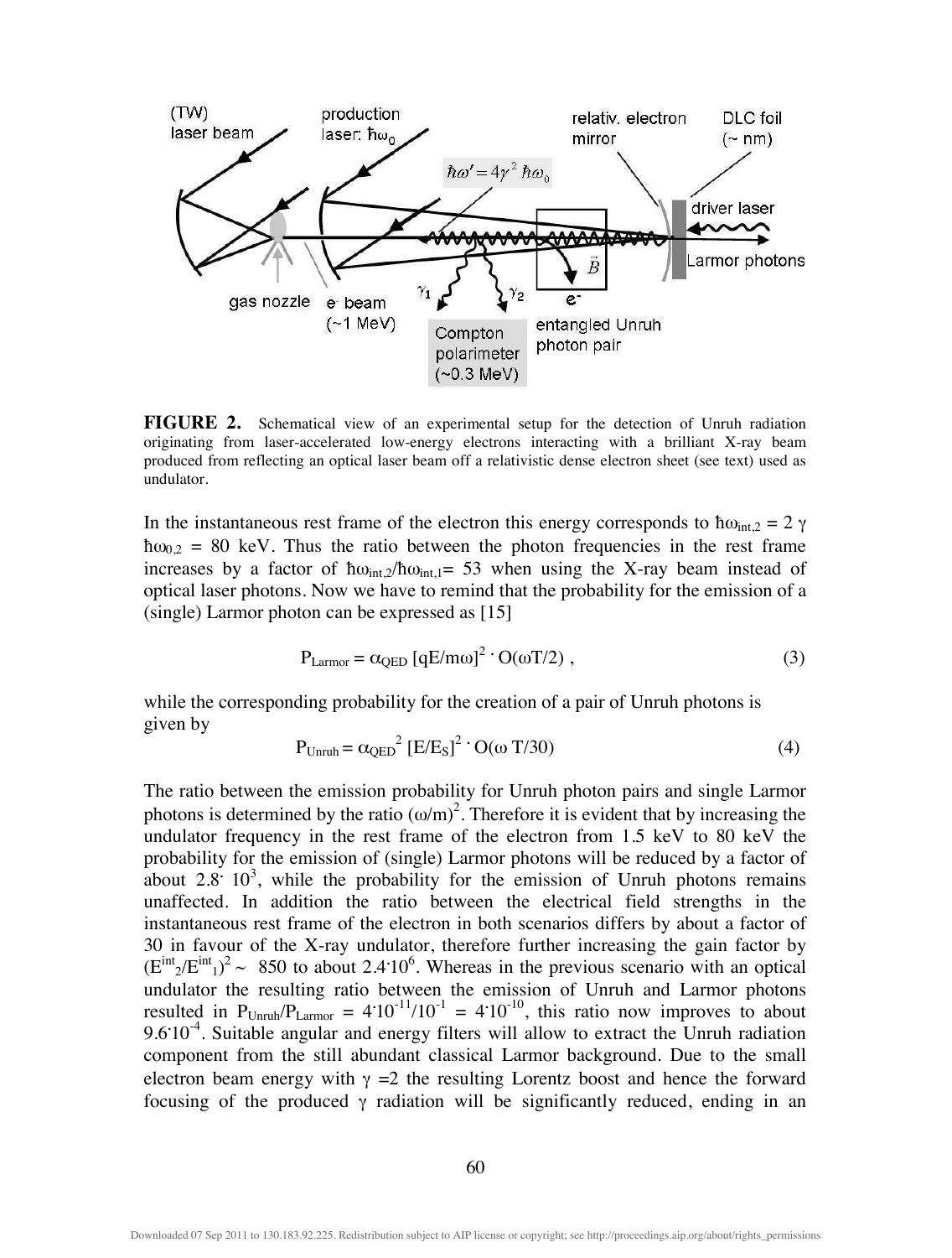**FIGURE 2.** Schematical view of an experimental setup for the detection of Unruh radiation originating from laser-accelerated low-energy electrons interacting with a brilliant X-ray beam produced from reflecting an optical laser beam off a relativistic dense electron sheet (see text) used as undulator.

In the instantaneous rest frame of the electron this energy corresponds to $\hbar\omega_{int,2} = 2\,\gamma\,\hbar\omega_{0,2}$ = 80 keV. Thus the ratio between the photon frequencies in the rest frame increases by a factor of $\hbar\omega_{int,2}/\hbar\omega_{int,1}$= 53 when using the X-ray beam instead of optical laser photons. Now we have to remind that the probability for the emission of a (single) Larmor photon can be expressed as [15]

$$P_{Larmor} = \alpha_{QED}\,[qE/m\omega]^2 \cdot O(\omega T/2)\ , \tag{3}$$

while the corresponding probability for the creation of a pair of Unruh photons is given by

$$P_{Unruh} = \alpha_{QED}^{\ 2}\,[E/E_S]^2 \cdot O(\omega\,T/30) \tag{4}$$

The ratio between the emission probability for Unruh photon pairs and single Larmor photons is determined by the ratio $(\omega/m)^2$. Therefore it is evident that by increasing the undulator frequency in the rest frame of the electron from 1.5 keV to 80 keV the probability for the emission of (single) Larmor photons will be reduced by a factor of about $2.8 \cdot 10^3$, while the probability for the emission of Unruh photons remains unaffected. In addition the ratio between the electrical field strengths in the instantaneous rest frame of the electron in both scenarios differs by about a factor of 30 in favour of the X-ray undulator, therefore further increasing the gain factor by $(E^{int}_2/E^{int}_1)^2 \sim$ 850 to about $2.4 \cdot 10^6$. Whereas in the previous scenario with an optical undulator the resulting ratio between the emission of Unruh and Larmor photons resulted in $P_{Unruh}/P_{Larmor} = 4 \cdot 10^{-11}/10^{-1} = 4 \cdot 10^{-10}$, this ratio now improves to about $9.6 \cdot 10^{-4}$. Suitable angular and energy filters will allow to extract the Unruh radiation component from the still abundant classical Larmor background. Due to the small electron beam energy with $\gamma$ =2 the resulting Lorentz boost and hence the forward focusing of the produced $\gamma$ radiation will be significantly reduced, ending in an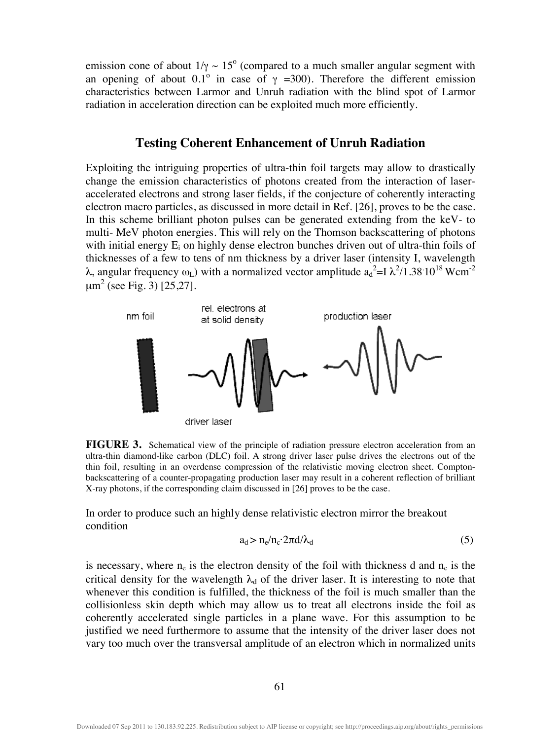emission cone of about $1/\gamma \sim 15^o$ (compared to a much smaller angular segment with an opening of about $0.1^o$ in case of $\gamma$ =300). Therefore the different emission characteristics between Larmor and Unruh radiation with the blind spot of Larmor radiation in acceleration direction can be exploited much more efficiently.

## Testing Coherent Enhancement of Unruh Radiation

Exploiting the intriguing properties of ultra-thin foil targets may allow to drastically change the emission characteristics of photons created from the interaction of laser-accelerated electrons and strong laser fields, if the conjecture of coherently interacting electron macro particles, as discussed in more detail in Ref. [26], proves to be the case. In this scheme brilliant photon pulses can be generated extending from the keV- to multi- MeV photon energies. This will rely on the Thomson backscattering of photons with initial energy $E_i$ on highly dense electron bunches driven out of ultra-thin foils of thicknesses of a few to tens of nm thickness by a driver laser (intensity I, wavelength $\lambda$, angular frequency $\omega_L$) with a normalized vector amplitude $a_d^2 = I\,\lambda^2/1.38 \cdot 10^{18}$ Wcm$^{-2}$ $\mu$m$^2$ (see Fig. 3) [25,27].

**FIGURE 3.** Schematical view of the principle of radiation pressure electron acceleration from an ultra-thin diamond-like carbon (DLC) foil. A strong driver laser pulse drives the electrons out of the thin foil, resulting in an overdense compression of the relativistic moving electron sheet. Compton-backscattering of a counter-propagating production laser may result in a coherent reflection of brilliant X-ray photons, if the corresponding claim discussed in [26] proves to be the case.

In order to produce such an highly dense relativistic electron mirror the breakout condition

$$a_d > n_e/n_c \cdot 2\pi d/\lambda_d \qquad (5)$$

is necessary, where $n_e$ is the electron density of the foil with thickness d and $n_c$ is the critical density for the wavelength $\lambda_d$ of the driver laser. It is interesting to note that whenever this condition is fulfilled, the thickness of the foil is much smaller than the collisionless skin depth which may allow us to treat all electrons inside the foil as coherently accelerated single particles in a plane wave. For this assumption to be justified we need furthermore to assume that the intensity of the driver laser does not vary too much over the transversal amplitude of an electron which in normalized units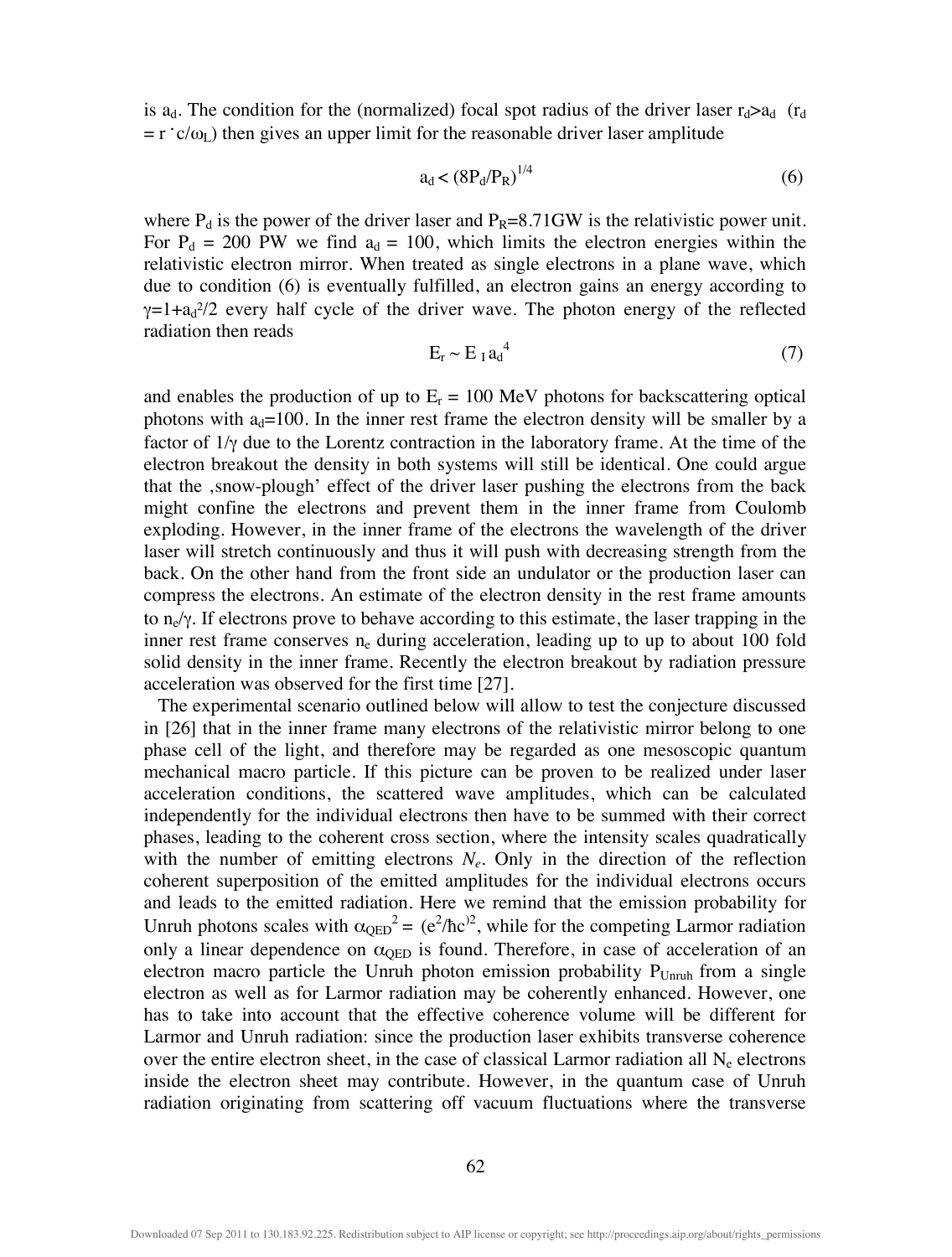is $a_d$. The condition for the (normalized) focal spot radius of the driver laser $r_d > a_d$ ($r_d = r \cdot c/\omega_L$) then gives an upper limit for the reasonable driver laser amplitude

$$a_d < (8P_d/P_R)^{1/4} \tag{6}$$

where $P_d$ is the power of the driver laser and $P_R$=8.71GW is the relativistic power unit. For $P_d$ = 200 PW we find $a_d$ = 100, which limits the electron energies within the relativistic electron mirror. When treated as single electrons in a plane wave, which due to condition (6) is eventually fulfilled, an electron gains an energy according to $\gamma=1+a_d^2/2$ every half cycle of the driver wave. The photon energy of the reflected radiation then reads

$$E_r \sim E_I \, a_d^4 \tag{7}$$

and enables the production of up to $E_r$ = 100 MeV photons for backscattering optical photons with $a_d$=100. In the inner rest frame the electron density will be smaller by a factor of $1/\gamma$ due to the Lorentz contraction in the laboratory frame. At the time of the electron breakout the density in both systems will still be identical. One could argue that the ‚snow-plough' effect of the driver laser pushing the electrons from the back might confine the electrons and prevent them in the inner frame from Coulomb exploding. However, in the inner frame of the electrons the wavelength of the driver laser will stretch continuously and thus it will push with decreasing strength from the back. On the other hand from the front side an undulator or the production laser can compress the electrons. An estimate of the electron density in the rest frame amounts to $n_e/\gamma$. If electrons prove to behave according to this estimate, the laser trapping in the inner rest frame conserves $n_e$ during acceleration, leading up to up to about 100 fold solid density in the inner frame. Recently the electron breakout by radiation pressure acceleration was observed for the first time [27].

The experimental scenario outlined below will allow to test the conjecture discussed in [26] that in the inner frame many electrons of the relativistic mirror belong to one phase cell of the light, and therefore may be regarded as one mesoscopic quantum mechanical macro particle. If this picture can be proven to be realized under laser acceleration conditions, the scattered wave amplitudes, which can be calculated independently for the individual electrons then have to be summed with their correct phases, leading to the coherent cross section, where the intensity scales quadratically with the number of emitting electrons $N_e$. Only in the direction of the reflection coherent superposition of the emitted amplitudes for the individual electrons occurs and leads to the emitted radiation. Here we remind that the emission probability for Unruh photons scales with $\alpha_{QED}^2 = (e^2/\hbar c)^2$, while for the competing Larmor radiation only a linear dependence on $\alpha_{QED}$ is found. Therefore, in case of acceleration of an electron macro particle the Unruh photon emission probability $P_{Unruh}$ from a single electron as well as for Larmor radiation may be coherently enhanced. However, one has to take into account that the effective coherence volume will be different for Larmor and Unruh radiation: since the production laser exhibits transverse coherence over the entire electron sheet, in the case of classical Larmor radiation all $N_e$ electrons inside the electron sheet may contribute. However, in the quantum case of Unruh radiation originating from scattering off vacuum fluctuations where the transverse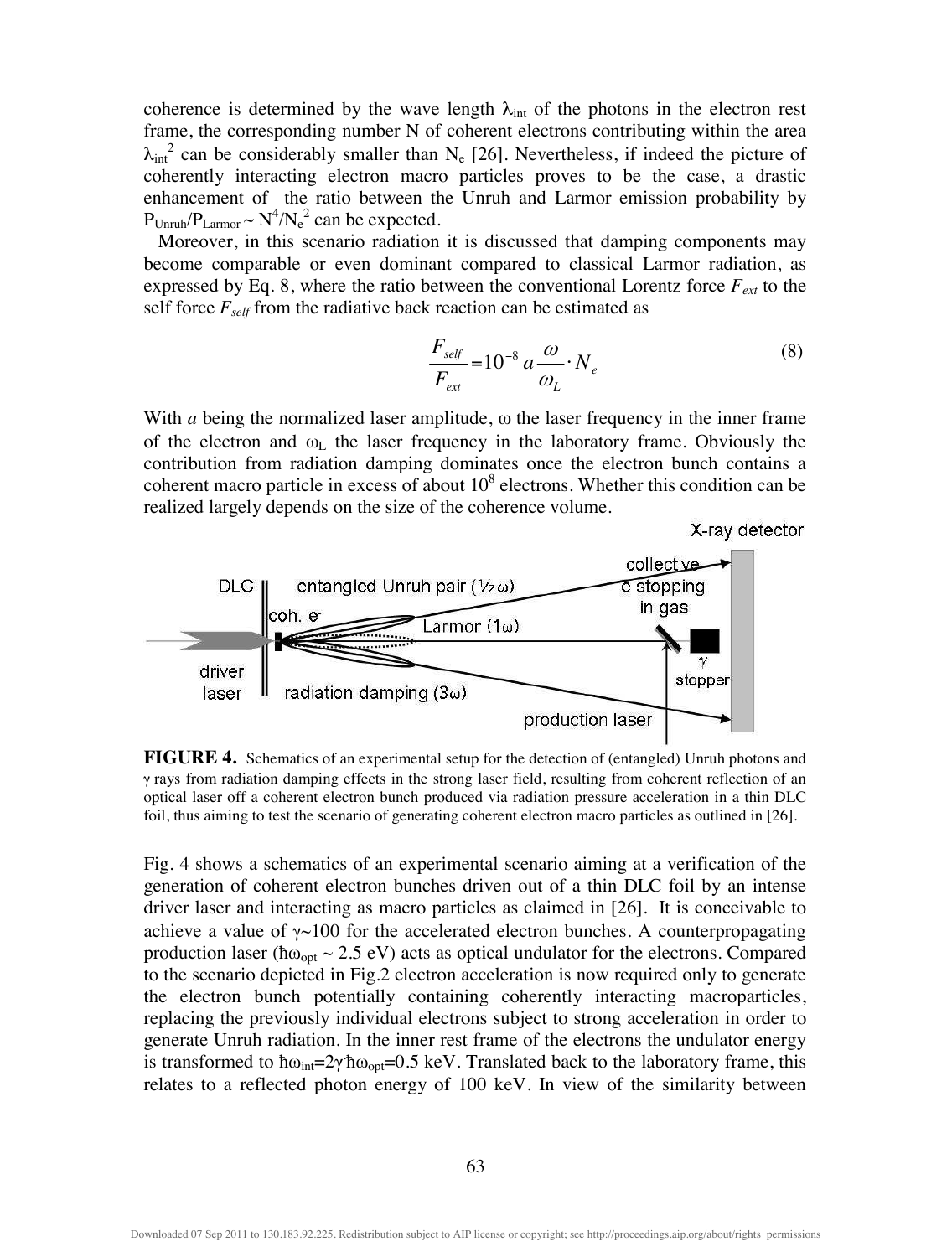coherence is determined by the wave length $\lambda_{int}$ of the photons in the electron rest frame, the corresponding number N of coherent electrons contributing within the area $\lambda_{int}^2$ can be considerably smaller than $N_e$ [26]. Nevertheless, if indeed the picture of coherently interacting electron macro particles proves to be the case, a drastic enhancement of the ratio between the Unruh and Larmor emission probability by $P_{Unruh}/P_{Larmor} \sim N^4/N_e^2$ can be expected.

Moreover, in this scenario radiation it is discussed that damping components may become comparable or even dominant compared to classical Larmor radiation, as expressed by Eq. 8, where the ratio between the conventional Lorentz force $F_{ext}$ to the self force $F_{self}$ from the radiative back reaction can be estimated as

$$\frac{F_{self}}{F_{ext}} = 10^{-8}\, a \frac{\omega}{\omega_L} \cdot N_e \tag{8}$$

With $a$ being the normalized laser amplitude, $\omega$ the laser frequency in the inner frame of the electron and $\omega_L$ the laser frequency in the laboratory frame. Obviously the contribution from radiation damping dominates once the electron bunch contains a coherent macro particle in excess of about $10^8$ electrons. Whether this condition can be realized largely depends on the size of the coherence volume.

**FIGURE 4.** Schematics of an experimental setup for the detection of (entangled) Unruh photons and $\gamma$ rays from radiation damping effects in the strong laser field, resulting from coherent reflection of an optical laser off a coherent electron bunch produced via radiation pressure acceleration in a thin DLC foil, thus aiming to test the scenario of generating coherent electron macro particles as outlined in [26].

Fig. 4 shows a schematics of an experimental scenario aiming at a verification of the generation of coherent electron bunches driven out of a thin DLC foil by an intense driver laser and interacting as macro particles as claimed in [26]. It is conceivable to achieve a value of $\gamma \sim 100$ for the accelerated electron bunches. A counterpropagating production laser ($\hbar\omega_{opt} \sim 2.5$ eV) acts as optical undulator for the electrons. Compared to the scenario depicted in Fig.2 electron acceleration is now required only to generate the electron bunch potentially containing coherently interacting macroparticles, replacing the previously individual electrons subject to strong acceleration in order to generate Unruh radiation. In the inner rest frame of the electrons the undulator energy is transformed to $\hbar\omega_{int} = 2\gamma\hbar\omega_{opt} = 0.5$ keV. Translated back to the laboratory frame, this relates to a reflected photon energy of 100 keV. In view of the similarity between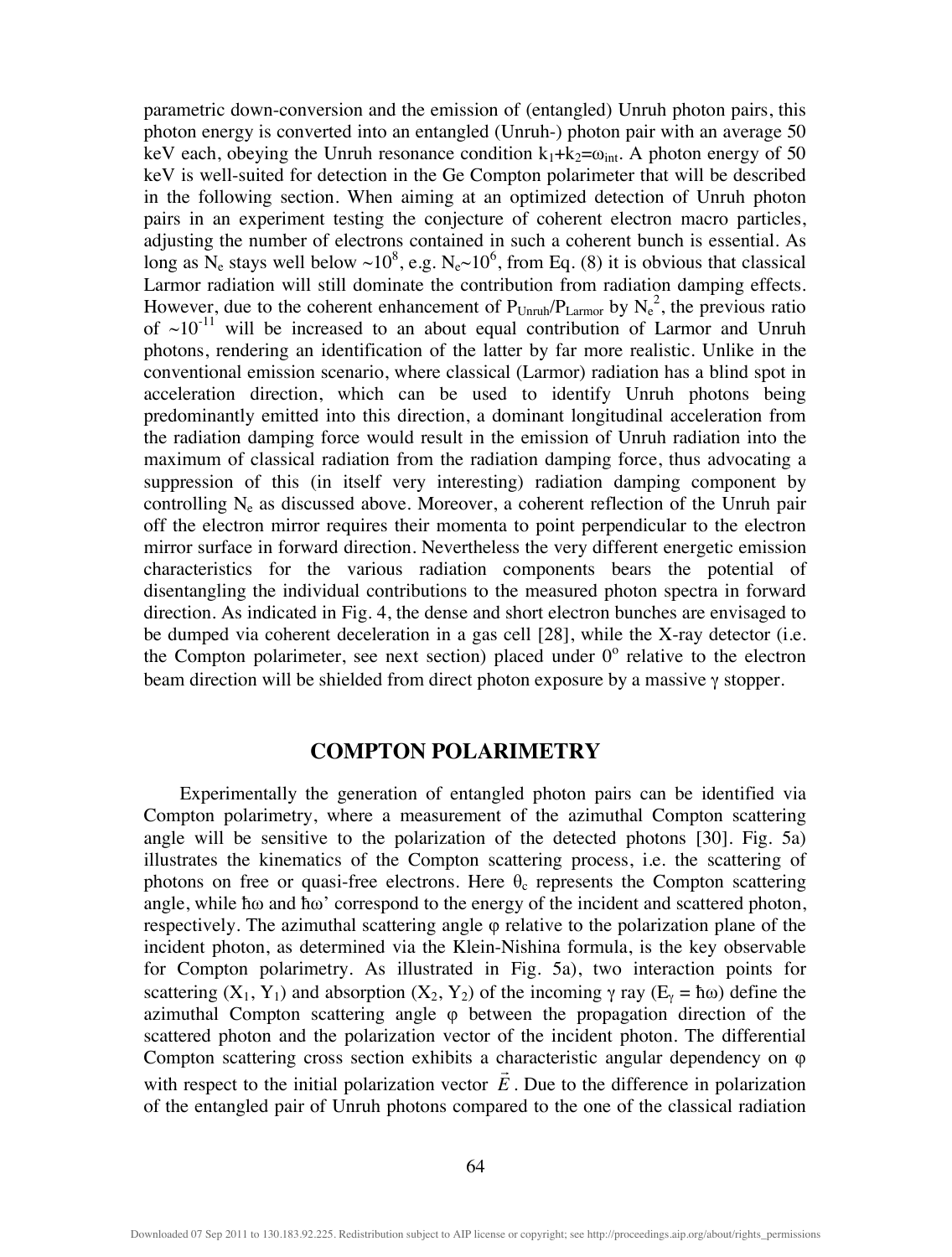parametric down-conversion and the emission of (entangled) Unruh photon pairs, this photon energy is converted into an entangled (Unruh-) photon pair with an average 50 keV each, obeying the Unruh resonance condition $k_1+k_2=\omega_{int}$. A photon energy of 50 keV is well-suited for detection in the Ge Compton polarimeter that will be described in the following section. When aiming at an optimized detection of Unruh photon pairs in an experiment testing the conjecture of coherent electron macro particles, adjusting the number of electrons contained in such a coherent bunch is essential. As long as $N_e$ stays well below $\sim 10^8$, e.g. $N_e \sim 10^6$, from Eq. (8) it is obvious that classical Larmor radiation will still dominate the contribution from radiation damping effects. However, due to the coherent enhancement of $P_{Unruh}/P_{Larmor}$ by $N_e^2$, the previous ratio of $\sim 10^{-11}$ will be increased to an about equal contribution of Larmor and Unruh photons, rendering an identification of the latter by far more realistic. Unlike in the conventional emission scenario, where classical (Larmor) radiation has a blind spot in acceleration direction, which can be used to identify Unruh photons being predominantly emitted into this direction, a dominant longitudinal acceleration from the radiation damping force would result in the emission of Unruh radiation into the maximum of classical radiation from the radiation damping force, thus advocating a suppression of this (in itself very interesting) radiation damping component by controlling $N_e$ as discussed above. Moreover, a coherent reflection of the Unruh pair off the electron mirror requires their momenta to point perpendicular to the electron mirror surface in forward direction. Nevertheless the very different energetic emission characteristics for the various radiation components bears the potential of disentangling the individual contributions to the measured photon spectra in forward direction. As indicated in Fig. 4, the dense and short electron bunches are envisaged to be dumped via coherent deceleration in a gas cell [28], while the X-ray detector (i.e. the Compton polarimeter, see next section) placed under $0^o$ relative to the electron beam direction will be shielded from direct photon exposure by a massive $\gamma$ stopper.

## COMPTON POLARIMETRY

Experimentally the generation of entangled photon pairs can be identified via Compton polarimetry, where a measurement of the azimuthal Compton scattering angle will be sensitive to the polarization of the detected photons [30]. Fig. 5a) illustrates the kinematics of the Compton scattering process, i.e. the scattering of photons on free or quasi-free electrons. Here $\theta_c$ represents the Compton scattering angle, while $\hbar\omega$ and $\hbar\omega'$ correspond to the energy of the incident and scattered photon, respectively. The azimuthal scattering angle $\varphi$ relative to the polarization plane of the incident photon, as determined via the Klein-Nishina formula, is the key observable for Compton polarimetry. As illustrated in Fig. 5a), two interaction points for scattering ($X_1$, $Y_1$) and absorption ($X_2$, $Y_2$) of the incoming $\gamma$ ray ($E_\gamma = \hbar\omega$) define the azimuthal Compton scattering angle $\varphi$ between the propagation direction of the scattered photon and the polarization vector of the incident photon. The differential Compton scattering cross section exhibits a characteristic angular dependency on $\varphi$ with respect to the initial polarization vector $\vec{E}$. Due to the difference in polarization of the entangled pair of Unruh photons compared to the one of the classical radiation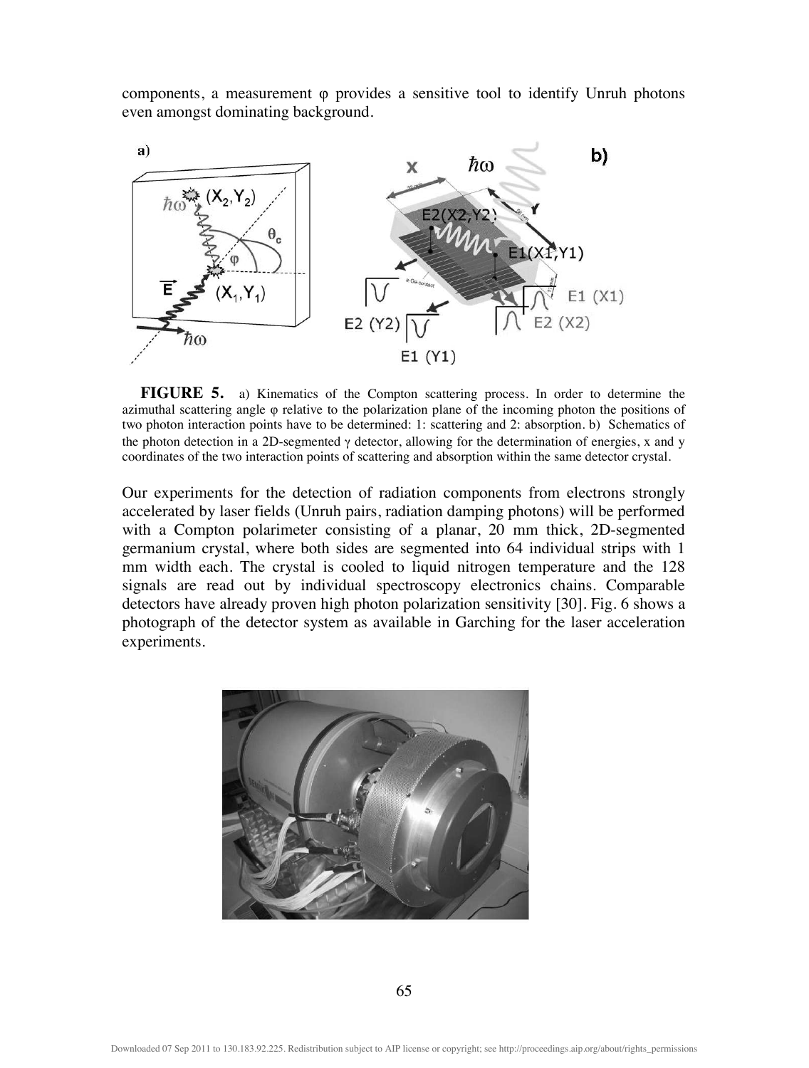components, a measurement φ provides a sensitive tool to identify Unruh photons even amongst dominating background.

**FIGURE 5.** a) Kinematics of the Compton scattering process. In order to determine the azimuthal scattering angle φ relative to the polarization plane of the incoming photon the positions of two photon interaction points have to be determined: 1: scattering and 2: absorption. b) Schematics of the photon detection in a 2D-segmented γ detector, allowing for the determination of energies, x and y coordinates of the two interaction points of scattering and absorption within the same detector crystal.

Our experiments for the detection of radiation components from electrons strongly accelerated by laser fields (Unruh pairs, radiation damping photons) will be performed with a Compton polarimeter consisting of a planar, 20 mm thick, 2D-segmented germanium crystal, where both sides are segmented into 64 individual strips with 1 mm width each. The crystal is cooled to liquid nitrogen temperature and the 128 signals are read out by individual spectroscopy electronics chains. Comparable detectors have already proven high photon polarization sensitivity [30]. Fig. 6 shows a photograph of the detector system as available in Garching for the laser acceleration experiments.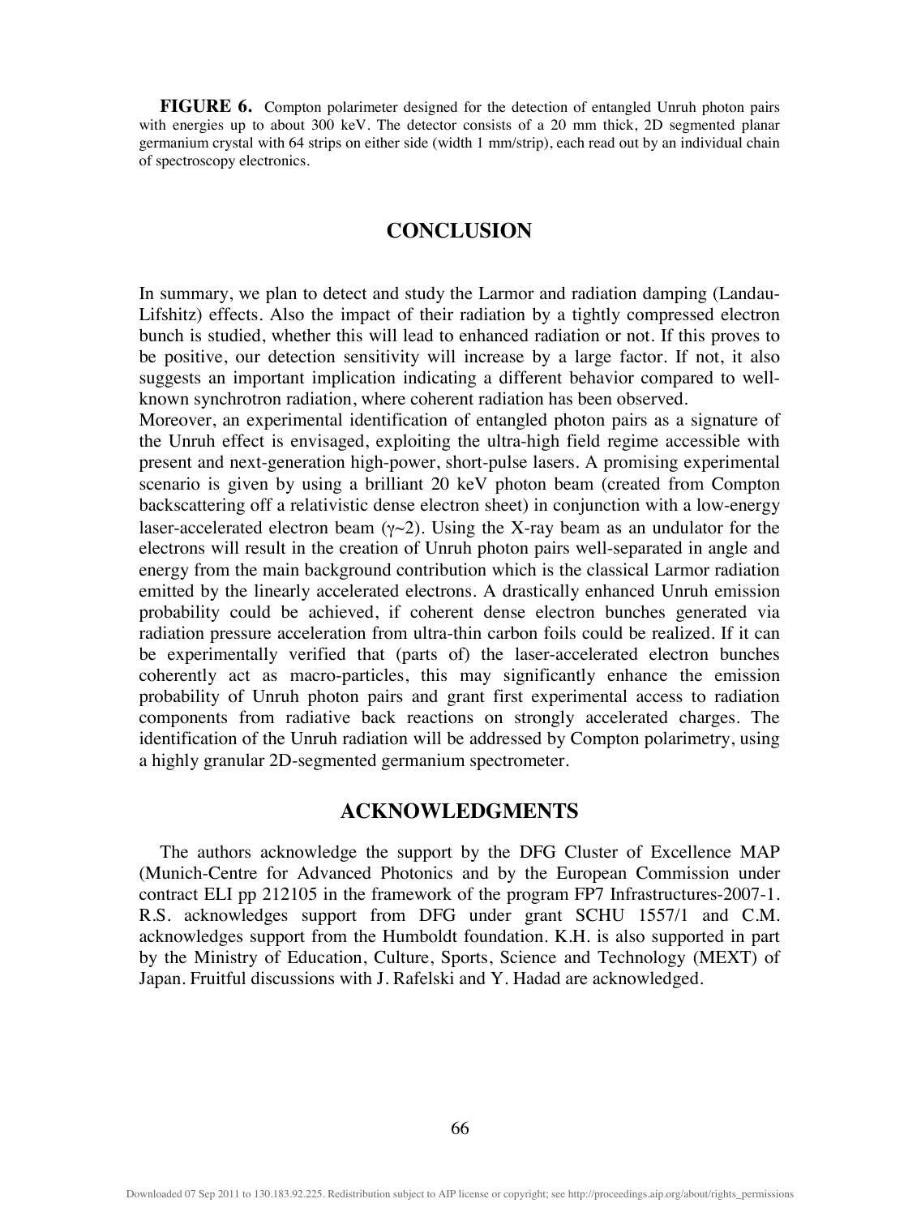**FIGURE 6.** Compton polarimeter designed for the detection of entangled Unruh photon pairs with energies up to about 300 keV. The detector consists of a 20 mm thick, 2D segmented planar germanium crystal with 64 strips on either side (width 1 mm/strip), each read out by an individual chain of spectroscopy electronics.

## CONCLUSION

In summary, we plan to detect and study the Larmor and radiation damping (Landau-Lifshitz) effects. Also the impact of their radiation by a tightly compressed electron bunch is studied, whether this will lead to enhanced radiation or not. If this proves to be positive, our detection sensitivity will increase by a large factor. If not, it also suggests an important implication indicating a different behavior compared to well-known synchrotron radiation, where coherent radiation has been observed.

Moreover, an experimental identification of entangled photon pairs as a signature of the Unruh effect is envisaged, exploiting the ultra-high field regime accessible with present and next-generation high-power, short-pulse lasers. A promising experimental scenario is given by using a brilliant 20 keV photon beam (created from Compton backscattering off a relativistic dense electron sheet) in conjunction with a low-energy laser-accelerated electron beam ($\gamma$~2). Using the X-ray beam as an undulator for the electrons will result in the creation of Unruh photon pairs well-separated in angle and energy from the main background contribution which is the classical Larmor radiation emitted by the linearly accelerated electrons. A drastically enhanced Unruh emission probability could be achieved, if coherent dense electron bunches generated via radiation pressure acceleration from ultra-thin carbon foils could be realized. If it can be experimentally verified that (parts of) the laser-accelerated electron bunches coherently act as macro-particles, this may significantly enhance the emission probability of Unruh photon pairs and grant first experimental access to radiation components from radiative back reactions on strongly accelerated charges. The identification of the Unruh radiation will be addressed by Compton polarimetry, using a highly granular 2D-segmented germanium spectrometer.

## ACKNOWLEDGMENTS

The authors acknowledge the support by the DFG Cluster of Excellence MAP (Munich-Centre for Advanced Photonics and by the European Commission under contract ELI pp 212105 in the framework of the program FP7 Infrastructures-2007-1. R.S. acknowledges support from DFG under grant SCHU 1557/1 and C.M. acknowledges support from the Humboldt foundation. K.H. is also supported in part by the Ministry of Education, Culture, Sports, Science and Technology (MEXT) of Japan. Fruitful discussions with J. Rafelski and Y. Hadad are acknowledged.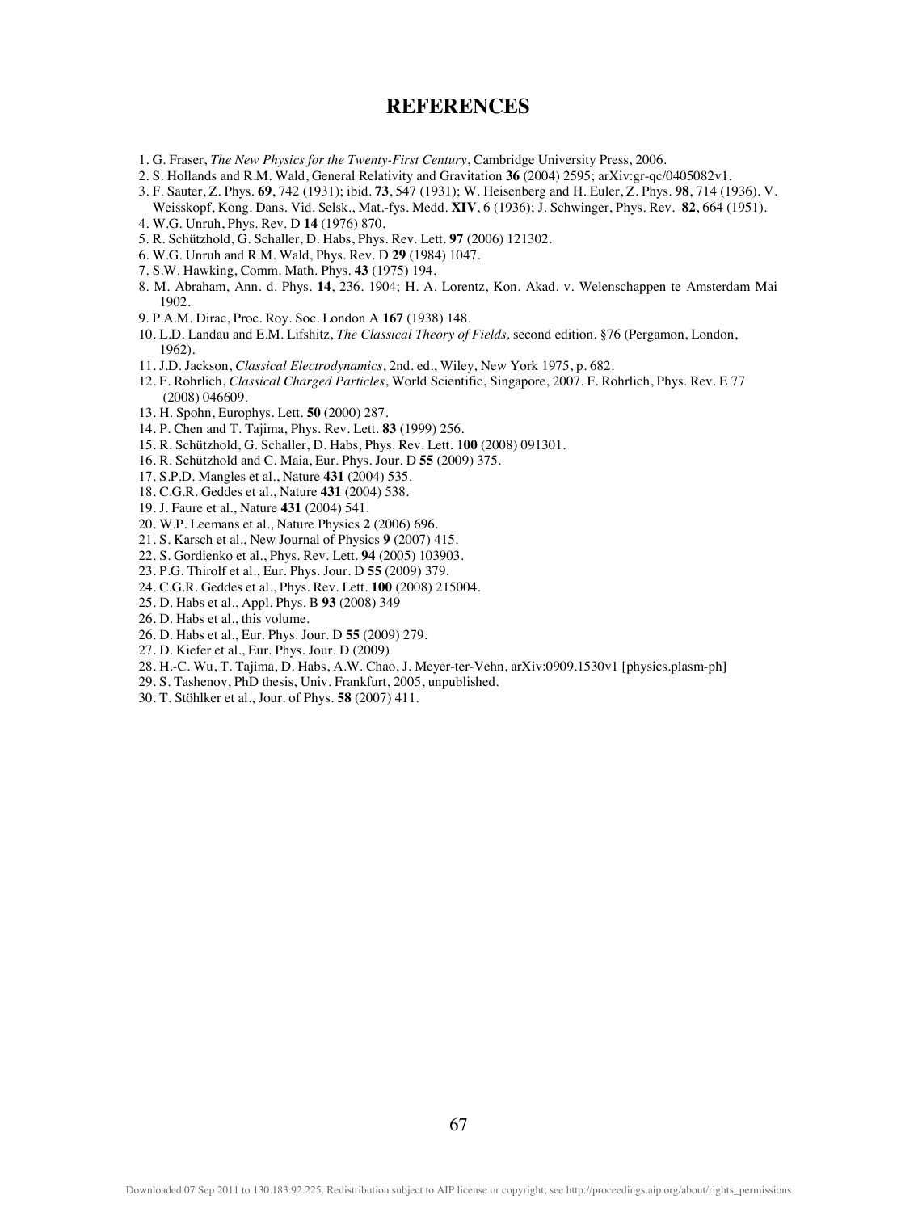# REFERENCES

1. G. Fraser, *The New Physics for the Twenty-First Century*, Cambridge University Press, 2006.
2. S. Hollands and R.M. Wald, General Relativity and Gravitation **36** (2004) 2595; arXiv:gr-qc/0405082v1.
3. F. Sauter, Z. Phys. **69**, 742 (1931); ibid. **73**, 547 (1931); W. Heisenberg and H. Euler, Z. Phys. **98**, 714 (1936). V. Weisskopf, Kong. Dans. Vid. Selsk., Mat.-fys. Medd. **XIV**, 6 (1936); J. Schwinger, Phys. Rev. **82**, 664 (1951).
4. W.G. Unruh, Phys. Rev. D **14** (1976) 870.
5. R. Schützhold, G. Schaller, D. Habs, Phys. Rev. Lett. **97** (2006) 121302.
6. W.G. Unruh and R.M. Wald, Phys. Rev. D **29** (1984) 1047.
7. S.W. Hawking, Comm. Math. Phys. **43** (1975) 194.
8. M. Abraham, Ann. d. Phys. **14**, 236. 1904; H. A. Lorentz, Kon. Akad. v. Welenschappen te Amsterdam Mai 1902.
9. P.A.M. Dirac, Proc. Roy. Soc. London A **167** (1938) 148.
10. L.D. Landau and E.M. Lifshitz, *The Classical Theory of Fields,* second edition, §76 (Pergamon, London, 1962).
11. J.D. Jackson, *Classical Electrodynamics*, 2nd. ed., Wiley, New York 1975, p. 682.
12. F. Rohrlich, *Classical Charged Particles*, World Scientific, Singapore, 2007. F. Rohrlich, Phys. Rev. E 77 (2008) 046609.
13. H. Spohn, Europhys. Lett. **50** (2000) 287.
14. P. Chen and T. Tajima, Phys. Rev. Lett. **83** (1999) 256.
15. R. Schützhold, G. Schaller, D. Habs, Phys. Rev. Lett. 1**00** (2008) 091301.
16. R. Schützhold and C. Maia, Eur. Phys. Jour. D **55** (2009) 375.
17. S.P.D. Mangles et al., Nature **431** (2004) 535.
18. C.G.R. Geddes et al., Nature **431** (2004) 538.
19. J. Faure et al., Nature **431** (2004) 541.
20. W.P. Leemans et al., Nature Physics **2** (2006) 696.
21. S. Karsch et al., New Journal of Physics **9** (2007) 415.
22. S. Gordienko et al., Phys. Rev. Lett. **94** (2005) 103903.
23. P.G. Thirolf et al., Eur. Phys. Jour. D **55** (2009) 379.
24. C.G.R. Geddes et al., Phys. Rev. Lett. **100** (2008) 215004.
25. D. Habs et al., Appl. Phys. B **93** (2008) 349
26. D. Habs et al., this volume.
26. D. Habs et al., Eur. Phys. Jour. D **55** (2009) 279.
27. D. Kiefer et al., Eur. Phys. Jour. D (2009)
28. H.-C. Wu, T. Tajima, D. Habs, A.W. Chao, J. Meyer-ter-Vehn, arXiv:0909.1530v1 [physics.plasm-ph]
29. S. Tashenov, PhD thesis, Univ. Frankfurt, 2005, unpublished.
30. T. Stöhlker et al., Jour. of Phys. **58** (2007) 411.